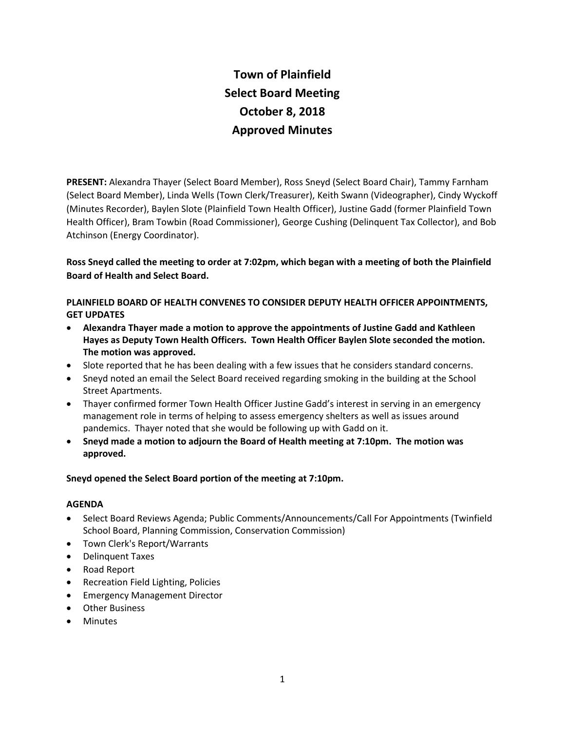# Town of Plainfield
# Select Board Meeting
# October 8, 2018
# Approved Minutes

**PRESENT:** Alexandra Thayer (Select Board Member), Ross Sneyd (Select Board Chair), Tammy Farnham (Select Board Member), Linda Wells (Town Clerk/Treasurer), Keith Swann (Videographer), Cindy Wyckoff (Minutes Recorder), Baylen Slote (Plainfield Town Health Officer), Justine Gadd (former Plainfield Town Health Officer), Bram Towbin (Road Commissioner), George Cushing (Delinquent Tax Collector), and Bob Atchinson (Energy Coordinator).

**Ross Sneyd called the meeting to order at 7:02pm, which began with a meeting of both the Plainfield Board of Health and Select Board.**

**PLAINFIELD BOARD OF HEALTH CONVENES TO CONSIDER DEPUTY HEALTH OFFICER APPOINTMENTS, GET UPDATES**

- **Alexandra Thayer made a motion to approve the appointments of Justine Gadd and Kathleen Hayes as Deputy Town Health Officers. Town Health Officer Baylen Slote seconded the motion. The motion was approved.**
- Slote reported that he has been dealing with a few issues that he considers standard concerns.
- Sneyd noted an email the Select Board received regarding smoking in the building at the School Street Apartments.
- Thayer confirmed former Town Health Officer Justine Gadd's interest in serving in an emergency management role in terms of helping to assess emergency shelters as well as issues around pandemics. Thayer noted that she would be following up with Gadd on it.
- **Sneyd made a motion to adjourn the Board of Health meeting at 7:10pm. The motion was approved.**

**Sneyd opened the Select Board portion of the meeting at 7:10pm.**

**AGENDA**

- Select Board Reviews Agenda; Public Comments/Announcements/Call For Appointments (Twinfield School Board, Planning Commission, Conservation Commission)
- Town Clerk's Report/Warrants
- Delinquent Taxes
- Road Report
- Recreation Field Lighting, Policies
- Emergency Management Director
- Other Business
- Minutes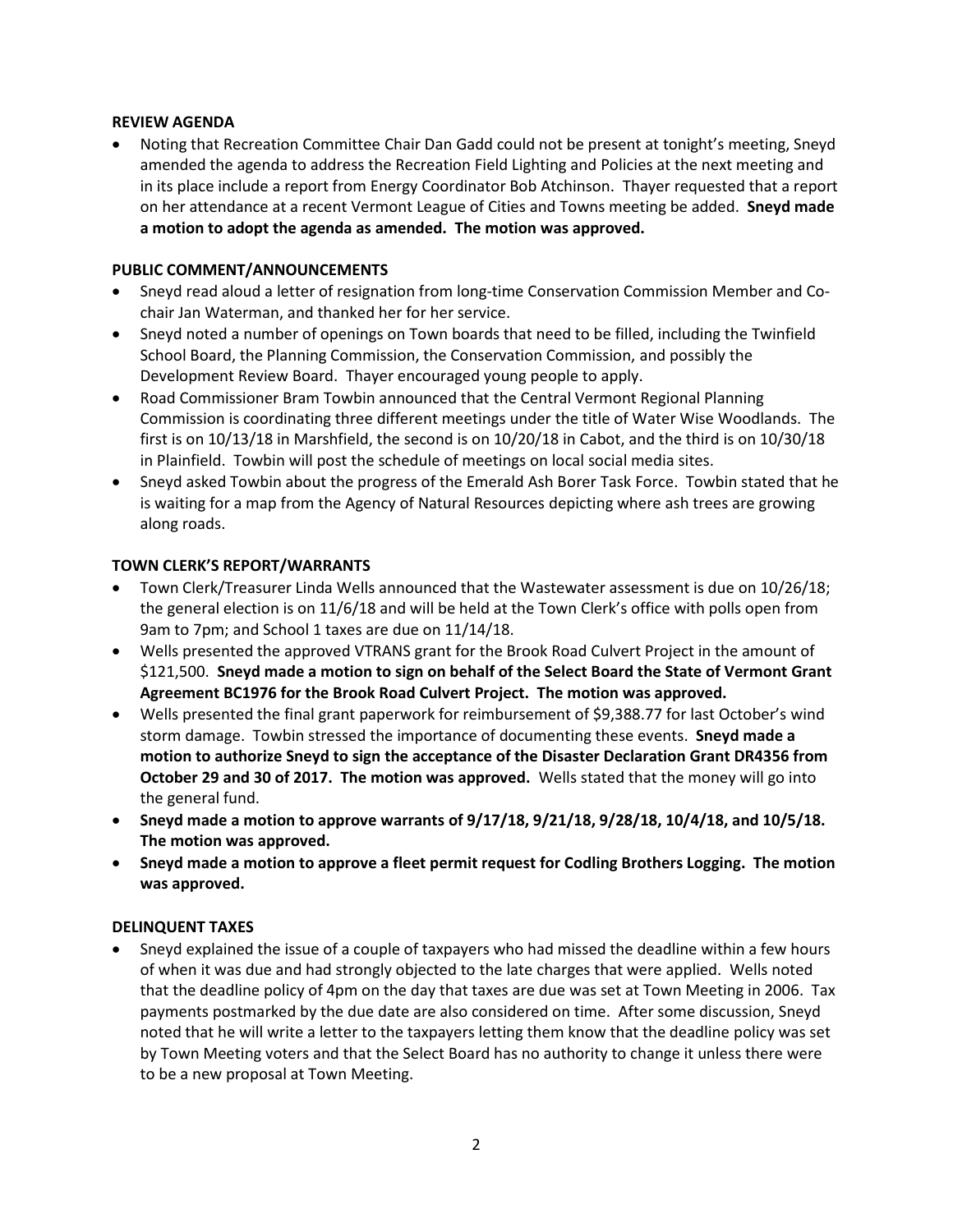**REVIEW AGENDA**

- Noting that Recreation Committee Chair Dan Gadd could not be present at tonight's meeting, Sneyd amended the agenda to address the Recreation Field Lighting and Policies at the next meeting and in its place include a report from Energy Coordinator Bob Atchinson. Thayer requested that a report on her attendance at a recent Vermont League of Cities and Towns meeting be added. **Sneyd made a motion to adopt the agenda as amended. The motion was approved.**

**PUBLIC COMMENT/ANNOUNCEMENTS**

- Sneyd read aloud a letter of resignation from long-time Conservation Commission Member and Co-chair Jan Waterman, and thanked her for her service.
- Sneyd noted a number of openings on Town boards that need to be filled, including the Twinfield School Board, the Planning Commission, the Conservation Commission, and possibly the Development Review Board. Thayer encouraged young people to apply.
- Road Commissioner Bram Towbin announced that the Central Vermont Regional Planning Commission is coordinating three different meetings under the title of Water Wise Woodlands. The first is on 10/13/18 in Marshfield, the second is on 10/20/18 in Cabot, and the third is on 10/30/18 in Plainfield. Towbin will post the schedule of meetings on local social media sites.
- Sneyd asked Towbin about the progress of the Emerald Ash Borer Task Force. Towbin stated that he is waiting for a map from the Agency of Natural Resources depicting where ash trees are growing along roads.

**TOWN CLERK'S REPORT/WARRANTS**

- Town Clerk/Treasurer Linda Wells announced that the Wastewater assessment is due on 10/26/18; the general election is on 11/6/18 and will be held at the Town Clerk's office with polls open from 9am to 7pm; and School 1 taxes are due on 11/14/18.
- Wells presented the approved VTRANS grant for the Brook Road Culvert Project in the amount of \$121,500. **Sneyd made a motion to sign on behalf of the Select Board the State of Vermont Grant Agreement BC1976 for the Brook Road Culvert Project. The motion was approved.**
- Wells presented the final grant paperwork for reimbursement of \$9,388.77 for last October's wind storm damage. Towbin stressed the importance of documenting these events. **Sneyd made a motion to authorize Sneyd to sign the acceptance of the Disaster Declaration Grant DR4356 from October 29 and 30 of 2017. The motion was approved.** Wells stated that the money will go into the general fund.
- **Sneyd made a motion to approve warrants of 9/17/18, 9/21/18, 9/28/18, 10/4/18, and 10/5/18. The motion was approved.**
- **Sneyd made a motion to approve a fleet permit request for Codling Brothers Logging. The motion was approved.**

**DELINQUENT TAXES**

- Sneyd explained the issue of a couple of taxpayers who had missed the deadline within a few hours of when it was due and had strongly objected to the late charges that were applied. Wells noted that the deadline policy of 4pm on the day that taxes are due was set at Town Meeting in 2006. Tax payments postmarked by the due date are also considered on time. After some discussion, Sneyd noted that he will write a letter to the taxpayers letting them know that the deadline policy was set by Town Meeting voters and that the Select Board has no authority to change it unless there were to be a new proposal at Town Meeting.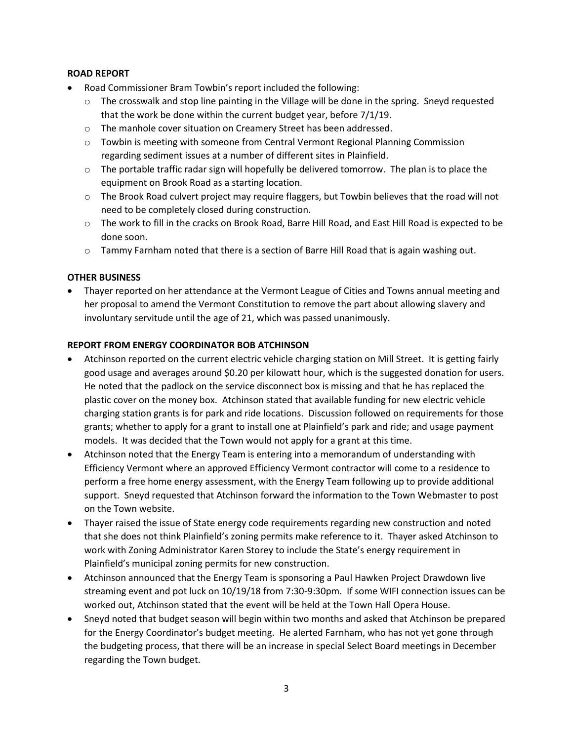**ROAD REPORT**

- Road Commissioner Bram Towbin's report included the following:
  - The crosswalk and stop line painting in the Village will be done in the spring. Sneyd requested that the work be done within the current budget year, before 7/1/19.
  - The manhole cover situation on Creamery Street has been addressed.
  - Towbin is meeting with someone from Central Vermont Regional Planning Commission regarding sediment issues at a number of different sites in Plainfield.
  - The portable traffic radar sign will hopefully be delivered tomorrow. The plan is to place the equipment on Brook Road as a starting location.
  - The Brook Road culvert project may require flaggers, but Towbin believes that the road will not need to be completely closed during construction.
  - The work to fill in the cracks on Brook Road, Barre Hill Road, and East Hill Road is expected to be done soon.
  - Tammy Farnham noted that there is a section of Barre Hill Road that is again washing out.

**OTHER BUSINESS**

- Thayer reported on her attendance at the Vermont League of Cities and Towns annual meeting and her proposal to amend the Vermont Constitution to remove the part about allowing slavery and involuntary servitude until the age of 21, which was passed unanimously.

**REPORT FROM ENERGY COORDINATOR BOB ATCHINSON**

- Atchinson reported on the current electric vehicle charging station on Mill Street. It is getting fairly good usage and averages around $0.20 per kilowatt hour, which is the suggested donation for users. He noted that the padlock on the service disconnect box is missing and that he has replaced the plastic cover on the money box. Atchinson stated that available funding for new electric vehicle charging station grants is for park and ride locations. Discussion followed on requirements for those grants; whether to apply for a grant to install one at Plainfield's park and ride; and usage payment models. It was decided that the Town would not apply for a grant at this time.
- Atchinson noted that the Energy Team is entering into a memorandum of understanding with Efficiency Vermont where an approved Efficiency Vermont contractor will come to a residence to perform a free home energy assessment, with the Energy Team following up to provide additional support. Sneyd requested that Atchinson forward the information to the Town Webmaster to post on the Town website.
- Thayer raised the issue of State energy code requirements regarding new construction and noted that she does not think Plainfield's zoning permits make reference to it. Thayer asked Atchinson to work with Zoning Administrator Karen Storey to include the State's energy requirement in Plainfield's municipal zoning permits for new construction.
- Atchinson announced that the Energy Team is sponsoring a Paul Hawken Project Drawdown live streaming event and pot luck on 10/19/18 from 7:30-9:30pm. If some WIFI connection issues can be worked out, Atchinson stated that the event will be held at the Town Hall Opera House.
- Sneyd noted that budget season will begin within two months and asked that Atchinson be prepared for the Energy Coordinator's budget meeting. He alerted Farnham, who has not yet gone through the budgeting process, that there will be an increase in special Select Board meetings in December regarding the Town budget.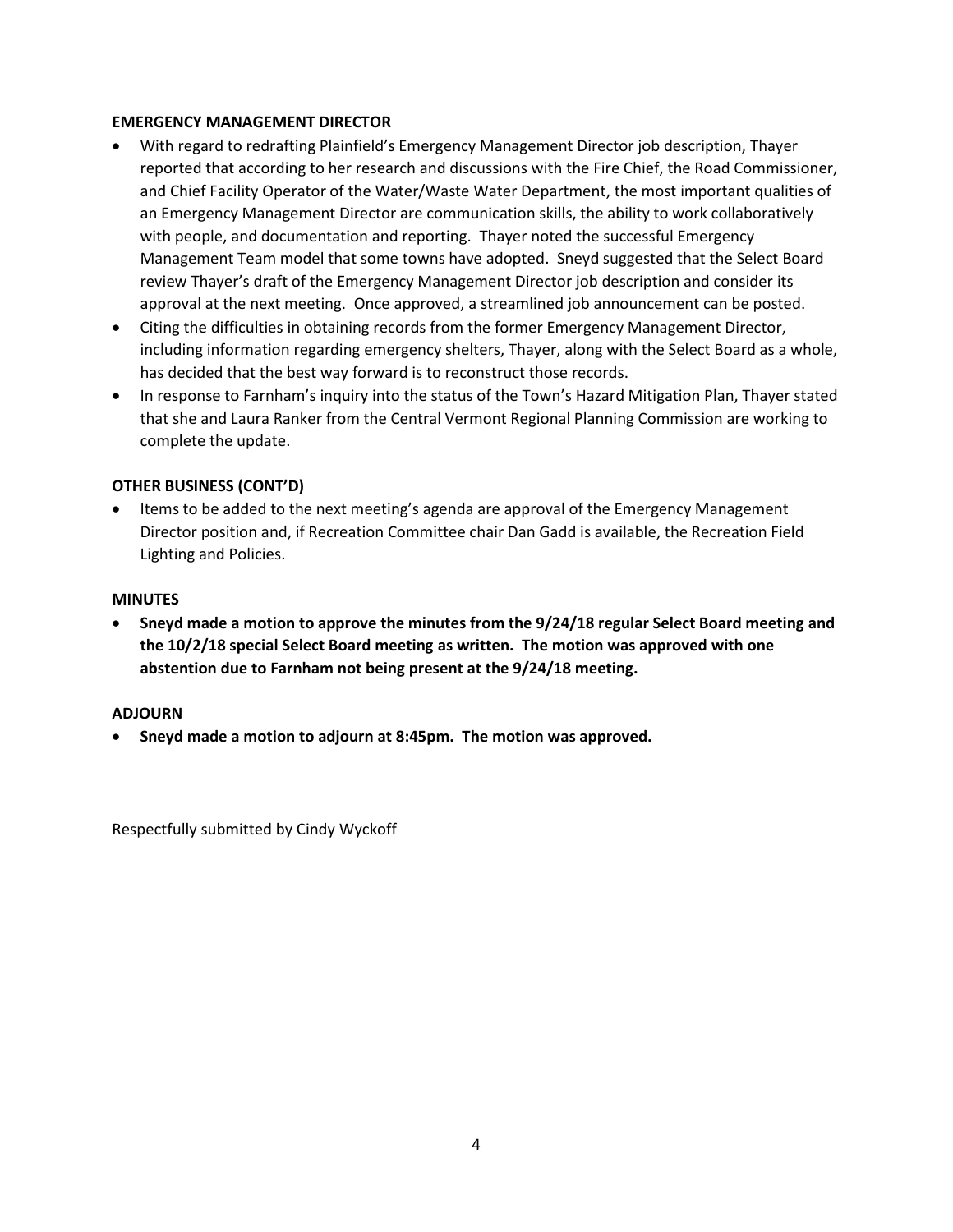**EMERGENCY MANAGEMENT DIRECTOR**

- With regard to redrafting Plainfield's Emergency Management Director job description, Thayer reported that according to her research and discussions with the Fire Chief, the Road Commissioner, and Chief Facility Operator of the Water/Waste Water Department, the most important qualities of an Emergency Management Director are communication skills, the ability to work collaboratively with people, and documentation and reporting. Thayer noted the successful Emergency Management Team model that some towns have adopted. Sneyd suggested that the Select Board review Thayer's draft of the Emergency Management Director job description and consider its approval at the next meeting. Once approved, a streamlined job announcement can be posted.
- Citing the difficulties in obtaining records from the former Emergency Management Director, including information regarding emergency shelters, Thayer, along with the Select Board as a whole, has decided that the best way forward is to reconstruct those records.
- In response to Farnham's inquiry into the status of the Town's Hazard Mitigation Plan, Thayer stated that she and Laura Ranker from the Central Vermont Regional Planning Commission are working to complete the update.

**OTHER BUSINESS (CONT'D)**

- Items to be added to the next meeting's agenda are approval of the Emergency Management Director position and, if Recreation Committee chair Dan Gadd is available, the Recreation Field Lighting and Policies.

**MINUTES**

- **Sneyd made a motion to approve the minutes from the 9/24/18 regular Select Board meeting and the 10/2/18 special Select Board meeting as written. The motion was approved with one abstention due to Farnham not being present at the 9/24/18 meeting.**

**ADJOURN**

- **Sneyd made a motion to adjourn at 8:45pm. The motion was approved.**

Respectfully submitted by Cindy Wyckoff